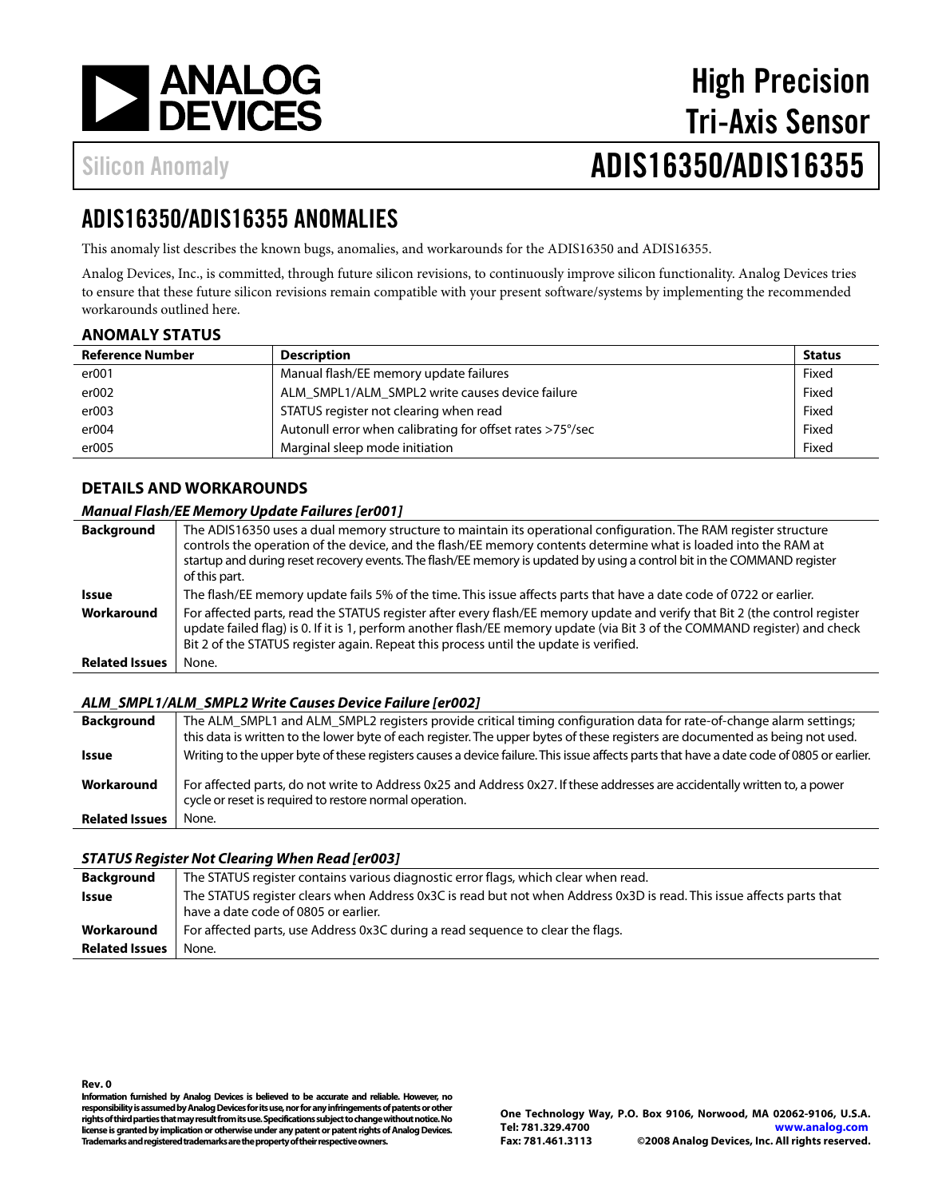# High Precision Tri-Axis Sensor

## Silicon Anomaly — ADIS16350/ADIS16355

## ADIS16350/ADIS16355 ANOMALIES

This anomaly list describes the known bugs, anomalies, and workarounds for the ADIS16350 and ADIS16355.

Analog Devices, Inc., is committed, through future silicon revisions, to continuously improve silicon functionality. Analog Devices tries to ensure that these future silicon revisions remain compatible with your present software/systems by implementing the recommended workarounds outlined here.

### ANOMALY STATUS

| Reference Number | Description | Status |
|---|---|---|
| er001 | Manual flash/EE memory update failures | Fixed |
| er002 | ALM_SMPL1/ALM_SMPL2 write causes device failure | Fixed |
| er003 | STATUS register not clearing when read | Fixed |
| er004 | Autonull error when calibrating for offset rates >75°/sec | Fixed |
| er005 | Marginal sleep mode initiation | Fixed |

### DETAILS AND WORKAROUNDS

#### *Manual Flash/EE Memory Update Failures [er001]*

| | |
|---|---|
| **Background** | The ADIS16350 uses a dual memory structure to maintain its operational configuration. The RAM register structure controls the operation of the device, and the flash/EE memory contents determine what is loaded into the RAM at startup and during reset recovery events. The flash/EE memory is updated by using a control bit in the COMMAND register of this part. |
| **Issue** | The flash/EE memory update fails 5% of the time. This issue affects parts that have a date code of 0722 or earlier. |
| **Workaround** | For affected parts, read the STATUS register after every flash/EE memory update and verify that Bit 2 (the control register update failed flag) is 0. If it is 1, perform another flash/EE memory update (via Bit 3 of the COMMAND register) and check Bit 2 of the STATUS register again. Repeat this process until the update is verified. |
| **Related Issues** | None. |

#### *ALM_SMPL1/ALM_SMPL2 Write Causes Device Failure [er002]*

| | |
|---|---|
| **Background** | The ALM_SMPL1 and ALM_SMPL2 registers provide critical timing configuration data for rate-of-change alarm settings; this data is written to the lower byte of each register. The upper bytes of these registers are documented as being not used. |
| **Issue** | Writing to the upper byte of these registers causes a device failure. This issue affects parts that have a date code of 0805 or earlier. |
| **Workaround** | For affected parts, do not write to Address 0x25 and Address 0x27. If these addresses are accidentally written to, a power cycle or reset is required to restore normal operation. |
| **Related Issues** | None. |

#### *STATUS Register Not Clearing When Read [er003]*

| | |
|---|---|
| **Background** | The STATUS register contains various diagnostic error flags, which clear when read. |
| **Issue** | The STATUS register clears when Address 0x3C is read but not when Address 0x3D is read. This issue affects parts that have a date code of 0805 or earlier. |
| **Workaround** | For affected parts, use Address 0x3C during a read sequence to clear the flags. |
| **Related Issues** | None. |

Rev. 0

Information furnished by Analog Devices is believed to be accurate and reliable. However, no responsibility is assumed by Analog Devices for its use, nor for any infringements of patents or other rights of third parties that may result from its use. Specifications subject to change without notice. No license is granted by implication or otherwise under any patent or patent rights of Analog Devices. Trademarks and registered trademarks are the property of their respective owners.

One Technology Way, P.O. Box 9106, Norwood, MA 02062-9106, U.S.A.
Tel: 781.329.4700 www.analog.com
Fax: 781.461.3113 ©2008 Analog Devices, Inc. All rights reserved.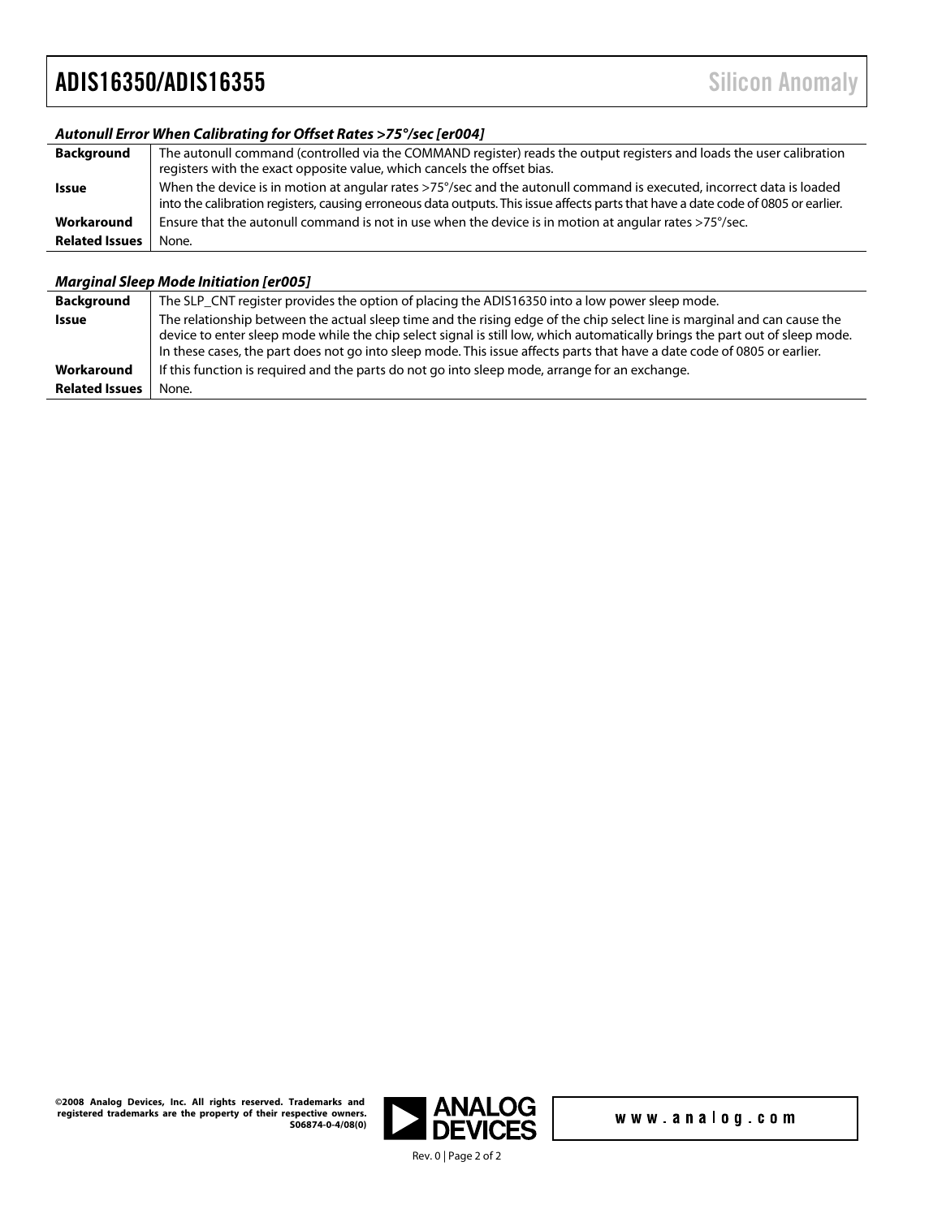### *Autonull Error When Calibrating for Offset Rates >75°/sec [er004]*

| | |
|---|---|
| **Background** | The autonull command (controlled via the COMMAND register) reads the output registers and loads the user calibration registers with the exact opposite value, which cancels the offset bias. |
| **Issue** | When the device is in motion at angular rates >75°/sec and the autonull command is executed, incorrect data is loaded into the calibration registers, causing erroneous data outputs. This issue affects parts that have a date code of 0805 or earlier. |
| **Workaround** | Ensure that the autonull command is not in use when the device is in motion at angular rates >75°/sec. |
| **Related Issues** | None. |

### *Marginal Sleep Mode Initiation [er005]*

| | |
|---|---|
| **Background** | The SLP_CNT register provides the option of placing the ADIS16350 into a low power sleep mode. |
| **Issue** | The relationship between the actual sleep time and the rising edge of the chip select line is marginal and can cause the device to enter sleep mode while the chip select signal is still low, which automatically brings the part out of sleep mode. In these cases, the part does not go into sleep mode. This issue affects parts that have a date code of 0805 or earlier. |
| **Workaround** | If this function is required and the parts do not go into sleep mode, arrange for an exchange. |
| **Related Issues** | None. |

©2008 Analog Devices, Inc. All rights reserved. Trademarks and registered trademarks are the property of their respective owners.
S06874-0-4/08(0)

www.analog.com